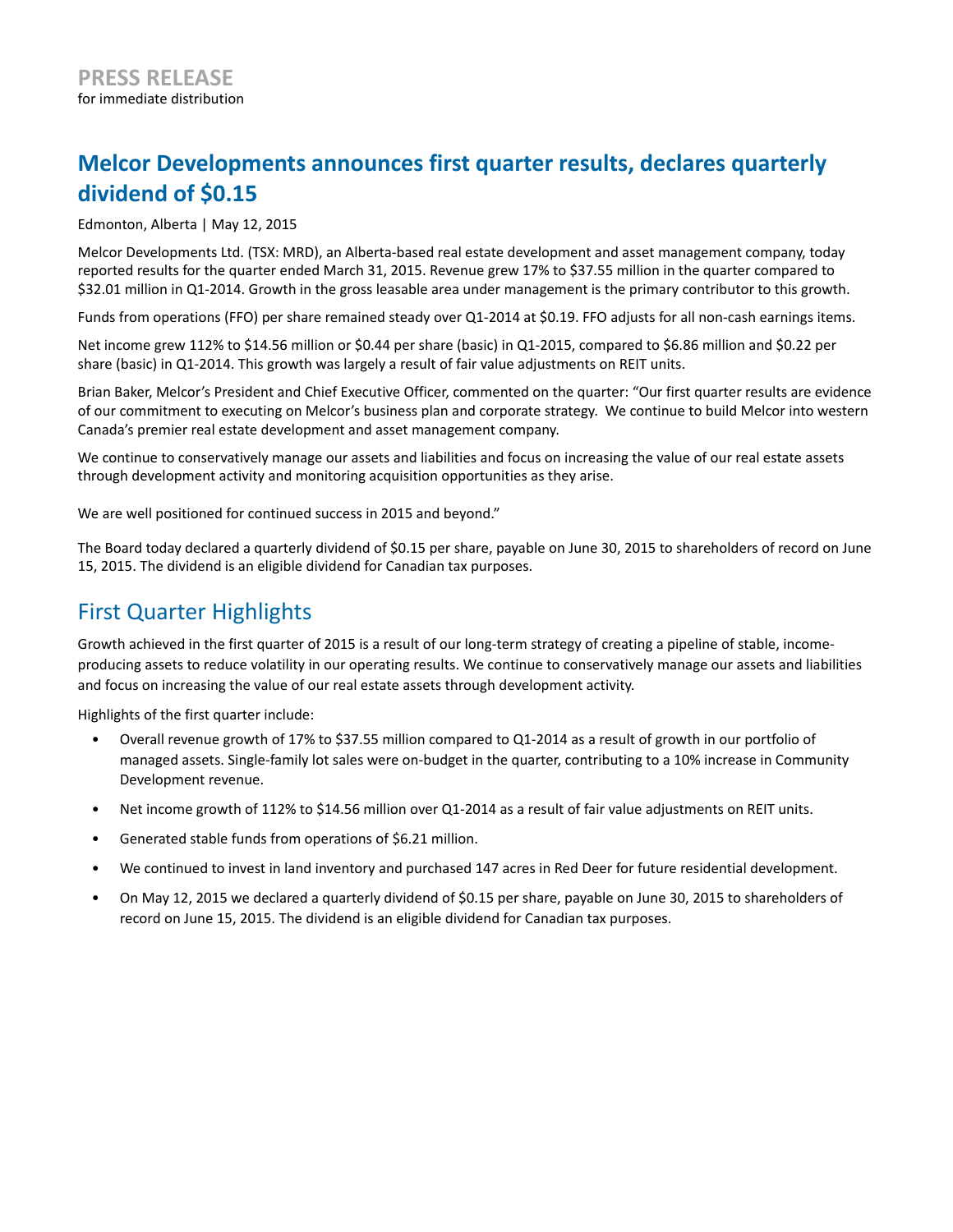**PRESS RELEASE**

for immediate distribution

# Melcor Developments announces first quarter results, declares quarterly dividend of $0.15

Edmonton, Alberta | May 12, 2015

Melcor Developments Ltd. (TSX: MRD), an Alberta-based real estate development and asset management company, today reported results for the quarter ended March 31, 2015. Revenue grew 17% to $37.55 million in the quarter compared to $32.01 million in Q1-2014. Growth in the gross leasable area under management is the primary contributor to this growth.

Funds from operations (FFO) per share remained steady over Q1-2014 at $0.19. FFO adjusts for all non-cash earnings items.

Net income grew 112% to $14.56 million or $0.44 per share (basic) in Q1-2015, compared to $6.86 million and $0.22 per share (basic) in Q1-2014. This growth was largely a result of fair value adjustments on REIT units.

Brian Baker, Melcor's President and Chief Executive Officer, commented on the quarter: "Our first quarter results are evidence of our commitment to executing on Melcor's business plan and corporate strategy. We continue to build Melcor into western Canada's premier real estate development and asset management company.

We continue to conservatively manage our assets and liabilities and focus on increasing the value of our real estate assets through development activity and monitoring acquisition opportunities as they arise.

We are well positioned for continued success in 2015 and beyond."

The Board today declared a quarterly dividend of $0.15 per share, payable on June 30, 2015 to shareholders of record on June 15, 2015. The dividend is an eligible dividend for Canadian tax purposes.

## First Quarter Highlights

Growth achieved in the first quarter of 2015 is a result of our long-term strategy of creating a pipeline of stable, income-producing assets to reduce volatility in our operating results. We continue to conservatively manage our assets and liabilities and focus on increasing the value of our real estate assets through development activity.

Highlights of the first quarter include:

- Overall revenue growth of 17% to $37.55 million compared to Q1-2014 as a result of growth in our portfolio of managed assets. Single-family lot sales were on-budget in the quarter, contributing to a 10% increase in Community Development revenue.
- Net income growth of 112% to $14.56 million over Q1-2014 as a result of fair value adjustments on REIT units.
- Generated stable funds from operations of $6.21 million.
- We continued to invest in land inventory and purchased 147 acres in Red Deer for future residential development.
- On May 12, 2015 we declared a quarterly dividend of $0.15 per share, payable on June 30, 2015 to shareholders of record on June 15, 2015. The dividend is an eligible dividend for Canadian tax purposes.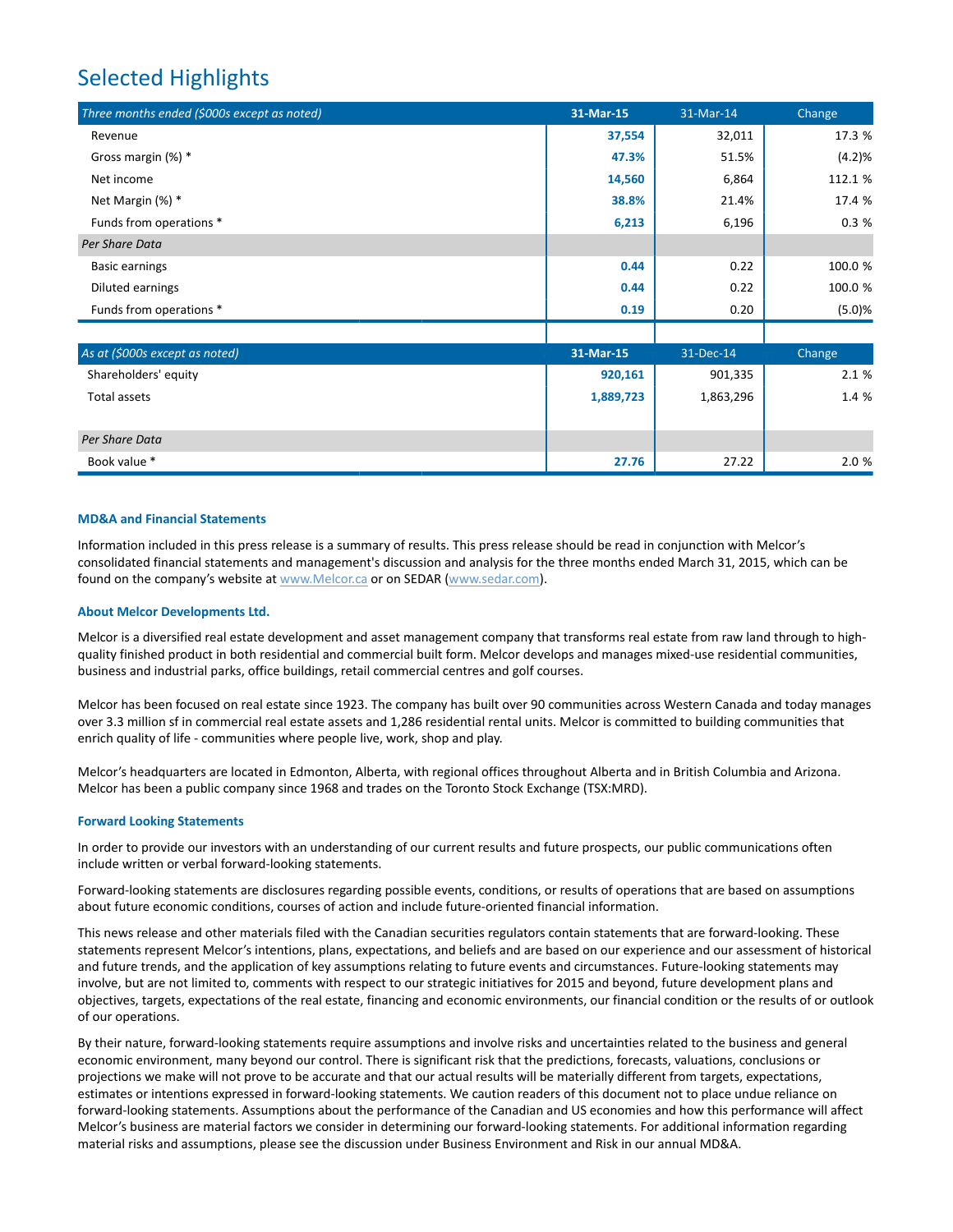# Selected Highlights

| Three months ended ($000s except as noted) | 31-Mar-15 | 31-Mar-14 | Change |
|---|---|---|---|
| Revenue | **37,554** | 32,011 | 17.3 % |
| Gross margin (%) * | **47.3%** | 51.5% | (4.2)% |
| Net income | **14,560** | 6,864 | 112.1 % |
| Net Margin (%) * | **38.8%** | 21.4% | 17.4 % |
| Funds from operations * | **6,213** | 6,196 | 0.3 % |
| *Per Share Data* | | | |
| Basic earnings | **0.44** | 0.22 | 100.0 % |
| Diluted earnings | **0.44** | 0.22 | 100.0 % |
| Funds from operations * | **0.19** | 0.20 | (5.0)% |

| As at ($000s except as noted) | 31-Mar-15 | 31-Dec-14 | Change |
|---|---|---|---|
| Shareholders' equity | **920,161** | 901,335 | 2.1 % |
| Total assets | **1,889,723** | 1,863,296 | 1.4 % |
| *Per Share Data* | | | |
| Book value * | **27.76** | 27.22 | 2.0 % |

### MD&A and Financial Statements

Information included in this press release is a summary of results. This press release should be read in conjunction with Melcor's consolidated financial statements and management's discussion and analysis for the three months ended March 31, 2015, which can be found on the company's website at www.Melcor.ca or on SEDAR (www.sedar.com).

### About Melcor Developments Ltd.

Melcor is a diversified real estate development and asset management company that transforms real estate from raw land through to high-quality finished product in both residential and commercial built form. Melcor develops and manages mixed-use residential communities, business and industrial parks, office buildings, retail commercial centres and golf courses.

Melcor has been focused on real estate since 1923. The company has built over 90 communities across Western Canada and today manages over 3.3 million sf in commercial real estate assets and 1,286 residential rental units. Melcor is committed to building communities that enrich quality of life - communities where people live, work, shop and play.

Melcor's headquarters are located in Edmonton, Alberta, with regional offices throughout Alberta and in British Columbia and Arizona. Melcor has been a public company since 1968 and trades on the Toronto Stock Exchange (TSX:MRD).

### Forward Looking Statements

In order to provide our investors with an understanding of our current results and future prospects, our public communications often include written or verbal forward-looking statements.

Forward-looking statements are disclosures regarding possible events, conditions, or results of operations that are based on assumptions about future economic conditions, courses of action and include future-oriented financial information.

This news release and other materials filed with the Canadian securities regulators contain statements that are forward-looking. These statements represent Melcor's intentions, plans, expectations, and beliefs and are based on our experience and our assessment of historical and future trends, and the application of key assumptions relating to future events and circumstances. Future-looking statements may involve, but are not limited to, comments with respect to our strategic initiatives for 2015 and beyond, future development plans and objectives, targets, expectations of the real estate, financing and economic environments, our financial condition or the results of or outlook of our operations.

By their nature, forward-looking statements require assumptions and involve risks and uncertainties related to the business and general economic environment, many beyond our control. There is significant risk that the predictions, forecasts, valuations, conclusions or projections we make will not prove to be accurate and that our actual results will be materially different from targets, expectations, estimates or intentions expressed in forward-looking statements. We caution readers of this document not to place undue reliance on forward-looking statements. Assumptions about the performance of the Canadian and US economies and how this performance will affect Melcor's business are material factors we consider in determining our forward-looking statements. For additional information regarding material risks and assumptions, please see the discussion under Business Environment and Risk in our annual MD&A.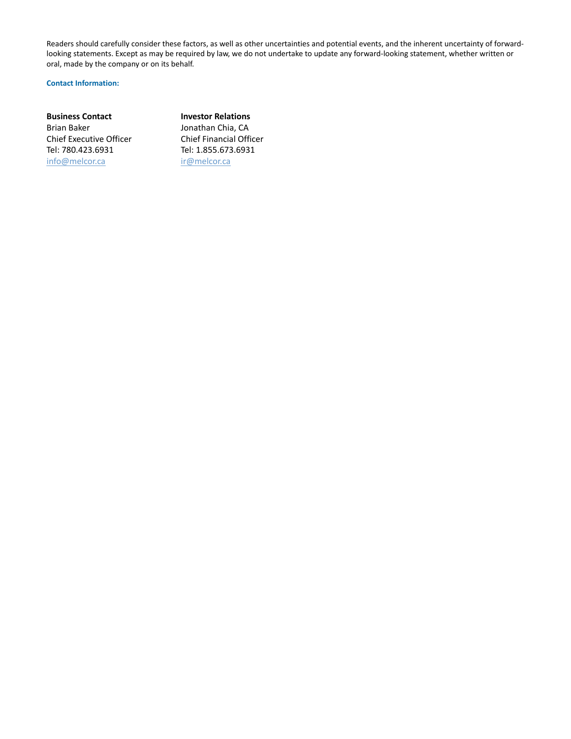Readers should carefully consider these factors, as well as other uncertainties and potential events, and the inherent uncertainty of forward-looking statements. Except as may be required by law, we do not undertake to update any forward-looking statement, whether written or oral, made by the company or on its behalf.

**Contact Information:**

**Business Contact**
Brian Baker
Chief Executive Officer
Tel: 780.423.6931
info@melcor.ca

**Investor Relations**
Jonathan Chia, CA
Chief Financial Officer
Tel: 1.855.673.6931
ir@melcor.ca